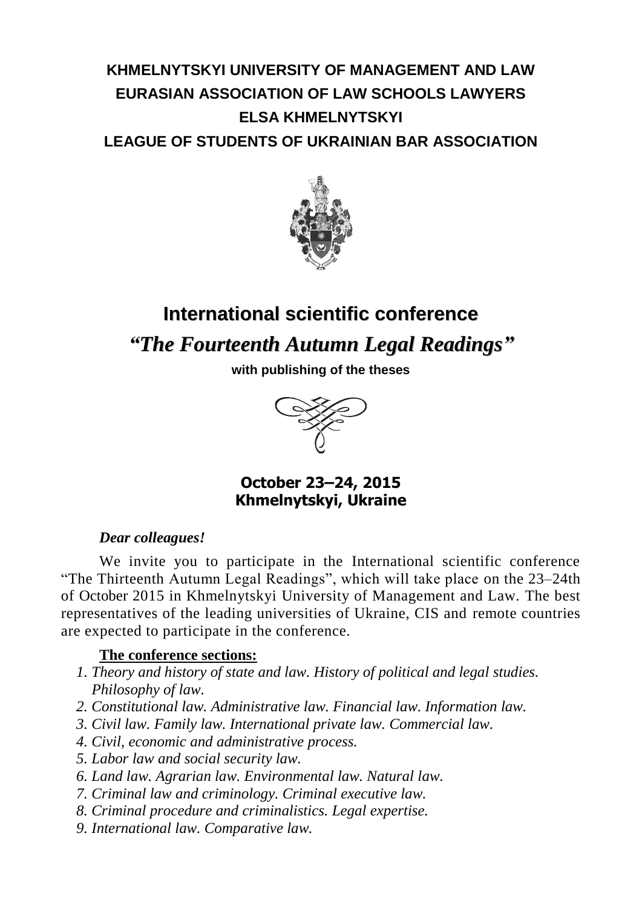**KHMELNYTSKYI UNIVERSITY OF MANAGEMENT AND LAW**
**EURASIAN ASSOCIATION OF LAW SCHOOLS LAWYERS**
**ELSA KHMELNYTSKYI**
**LEAGUE OF STUDENTS OF UKRAINIAN BAR ASSOCIATION**

# International scientific conference

# *"The Fourteenth Autumn Legal Readings"*

**with publishing of the theses**

**October 23–24, 2015**
**Khmelnytskyi, Ukraine**

***Dear colleagues!***

We invite you to participate in the International scientific conference "The Thirteenth Autumn Legal Readings", which will take place on the 23–24th of October 2015 in Khmelnytskyi University of Management and Law. The best representatives of the leading universities of Ukraine, CIS and remote countries are expected to participate in the conference.

**The conference sections:**

1. *Theory and history of state and law. History of political and legal studies. Philosophy of law.*
2. *Constitutional law. Administrative law. Financial law. Information law.*
3. *Civil law. Family law. International private law. Commercial law.*
4. *Civil, economic and administrative process.*
5. *Labor law and social security law.*
6. *Land law. Agrarian law. Environmental law. Natural law.*
7. *Criminal law and criminology. Criminal executive law.*
8. *Criminal procedure and criminalistics. Legal expertise.*
9. *International law. Comparative law.*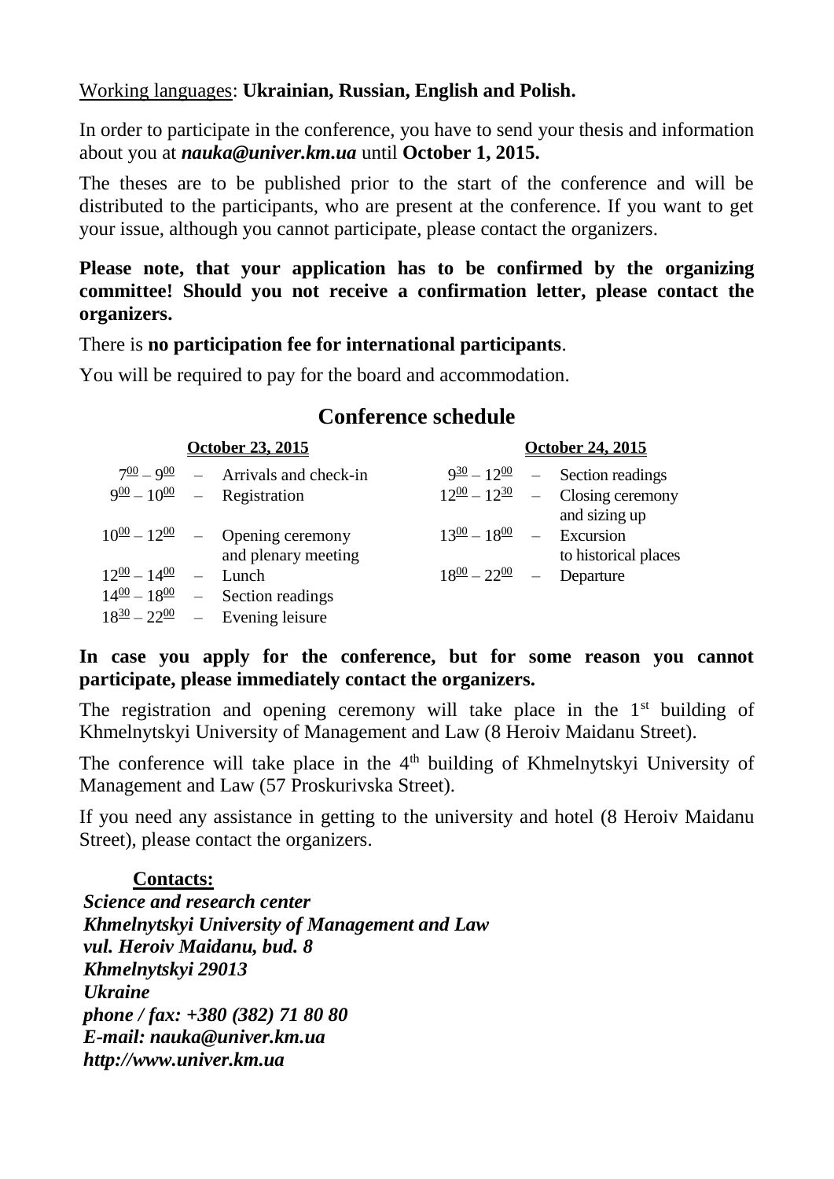Working languages: **Ukrainian, Russian, English and Polish.**

In order to participate in the conference, you have to send your thesis and information about you at ***nauka@univer.km.ua*** until **October 1, 2015.**

The theses are to be published prior to the start of the conference and will be distributed to the participants, who are present at the conference. If you want to get your issue, although you cannot participate, please contact the organizers.

**Please note, that your application has to be confirmed by the organizing committee! Should you not receive a confirmation letter, please contact the organizers.**

There is **no participation fee for international participants**.

You will be required to pay for the board and accommodation.

## Conference schedule

**October 23, 2015**

| | | |
|---|---|---|
| $7^{00} – 9^{00}$ | – | Arrivals and check-in |
| $9^{00} – 10^{00}$ | – | Registration |
| $10^{00} – 12^{00}$ | – | Opening ceremony and plenary meeting |
| $12^{00} – 14^{00}$ | – | Lunch |
| $14^{00} – 18^{00}$ | – | Section readings |
| $18^{30} – 22^{00}$ | – | Evening leisure |

**October 24, 2015**

| | | |
|---|---|---|
| $9^{30} – 12^{00}$ | – | Section readings |
| $12^{00} – 12^{30}$ | – | Closing ceremony and sizing up |
| $13^{00} – 18^{00}$ | – | Excursion to historical places |
| $18^{00} – 22^{00}$ | – | Departure |

**In case you apply for the conference, but for some reason you cannot participate, please immediately contact the organizers.**

The registration and opening ceremony will take place in the 1st building of Khmelnytskyi University of Management and Law (8 Heroiv Maidanu Street).

The conference will take place in the 4th building of Khmelnytskyi University of Management and Law (57 Proskurivska Street).

If you need any assistance in getting to the university and hotel (8 Heroiv Maidanu Street), please contact the organizers.

**Contacts:**

***Science and research center***
***Khmelnytskyi University of Management and Law***
***vul. Heroiv Maidanu, bud. 8***
***Khmelnytskyi 29013***
***Ukraine***
***phone / fax: +380 (382) 71 80 80***
***E-mail: nauka@univer.km.ua***
***http://www.univer.km.ua***